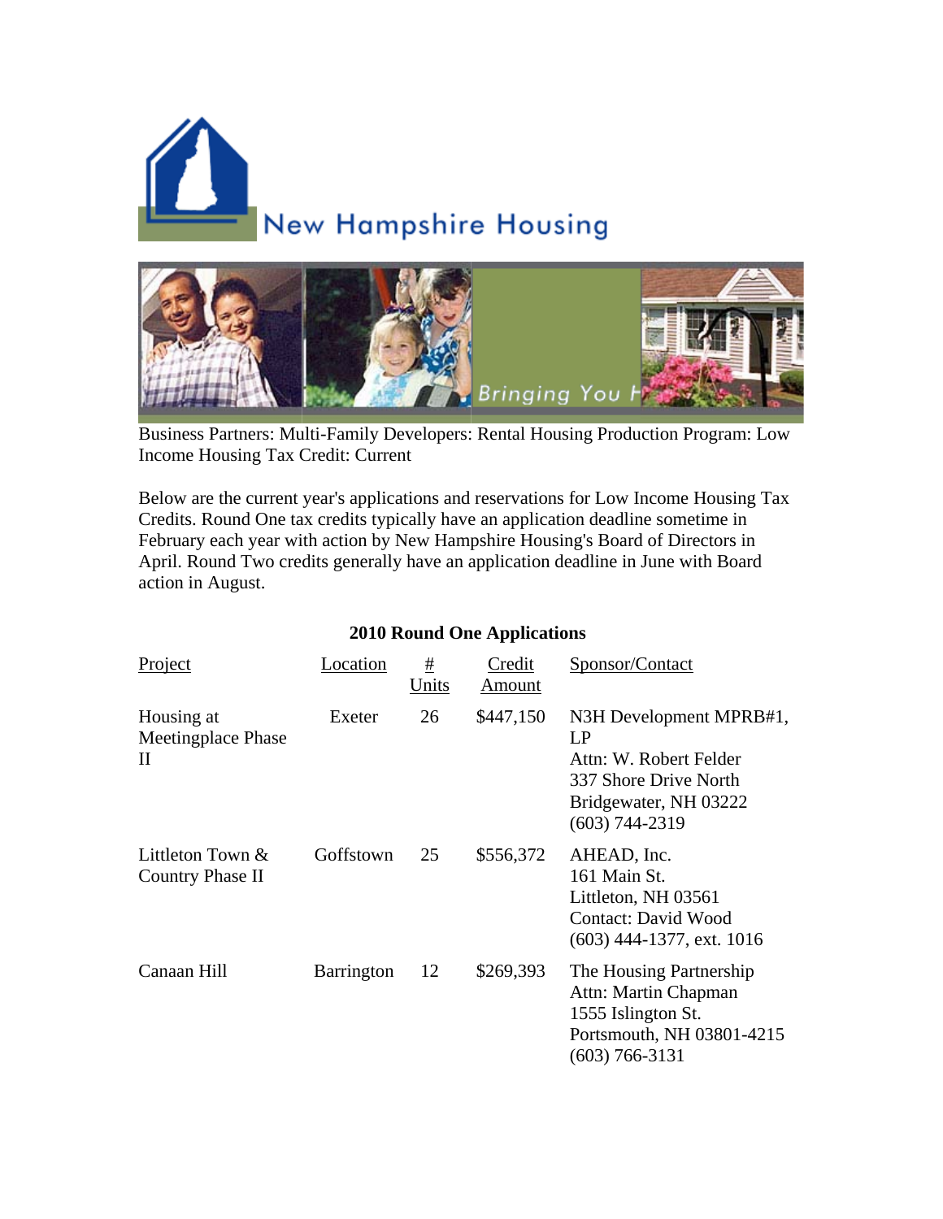New Hampshire Housing

Bringing You H

Business Partners: Multi-Family Developers: Rental Housing Production Program: Low Income Housing Tax Credit: Current

Below are the current year's applications and reservations for Low Income Housing Tax Credits. Round One tax credits typically have an application deadline sometime in February each year with action by New Hampshire Housing's Board of Directors in April. Round Two credits generally have an application deadline in June with Board action in August.

## 2010 Round One Applications

| Project | Location | # Units | Credit Amount | Sponsor/Contact |
|---|---|---|---|---|
| Housing at Meetingplace Phase II | Exeter | 26 | $447,150 | N3H Development MPRB#1, LP<br>Attn: W. Robert Felder<br>337 Shore Drive North<br>Bridgewater, NH 03222<br>(603) 744-2319 |
| Littleton Town & Country Phase II | Goffstown | 25 | $556,372 | AHEAD, Inc.<br>161 Main St.<br>Littleton, NH 03561<br>Contact: David Wood<br>(603) 444-1377, ext. 1016 |
| Canaan Hill | Barrington | 12 | $269,393 | The Housing Partnership<br>Attn: Martin Chapman<br>1555 Islington St.<br>Portsmouth, NH 03801-4215<br>(603) 766-3131 |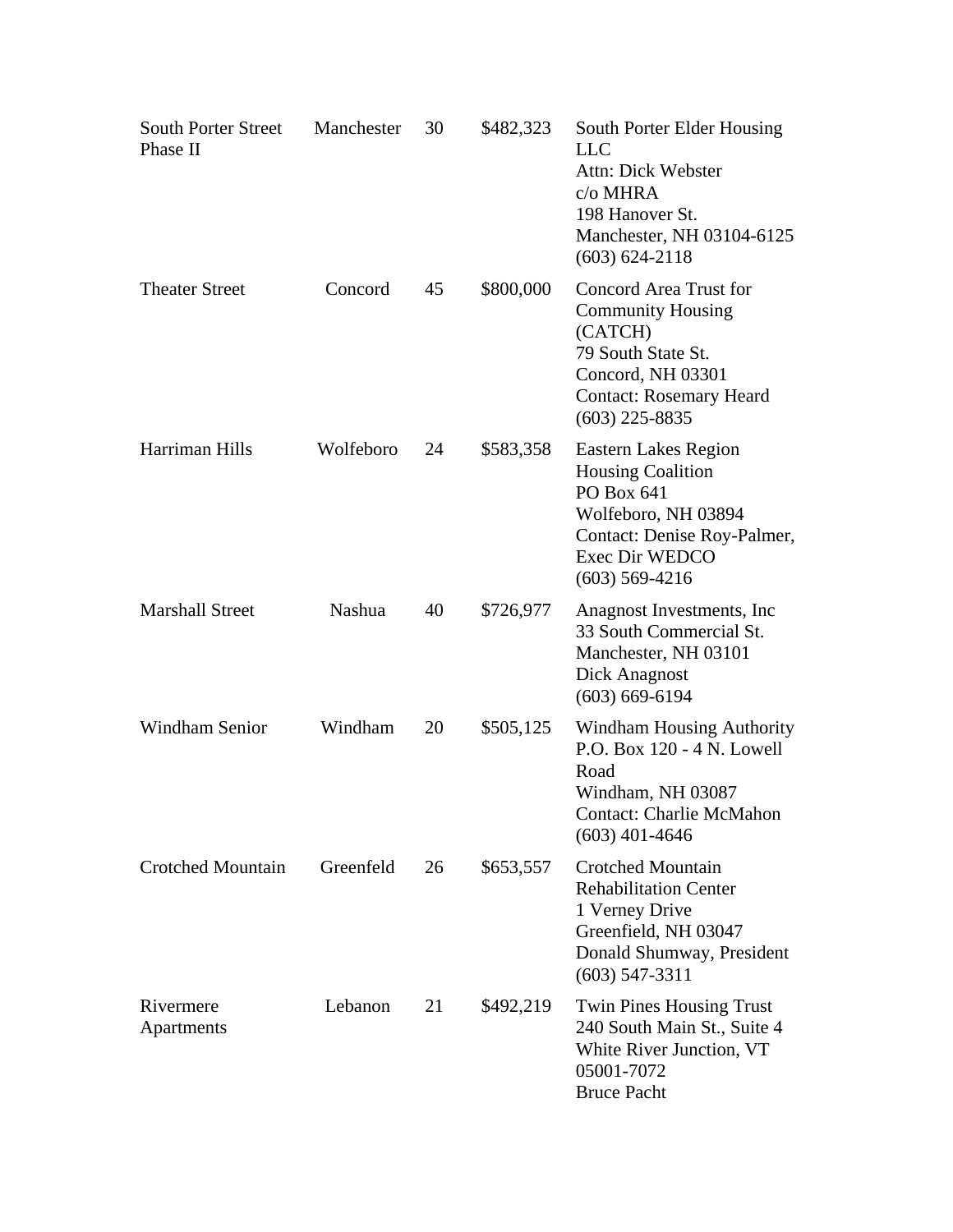| | | | | |
|---|---|---|---|---|
| South Porter Street Phase II | Manchester | 30 | $482,323 | South Porter Elder Housing LLC<br>Attn: Dick Webster<br>c/o MHRA<br>198 Hanover St.<br>Manchester, NH 03104-6125<br>(603) 624-2118 |
| Theater Street | Concord | 45 | $800,000 | Concord Area Trust for Community Housing (CATCH)<br>79 South State St.<br>Concord, NH 03301<br>Contact: Rosemary Heard<br>(603) 225-8835 |
| Harriman Hills | Wolfeboro | 24 | $583,358 | Eastern Lakes Region Housing Coalition<br>PO Box 641<br>Wolfeboro, NH 03894<br>Contact: Denise Roy-Palmer, Exec Dir WEDCO<br>(603) 569-4216 |
| Marshall Street | Nashua | 40 | $726,977 | Anagnost Investments, Inc<br>33 South Commercial St.<br>Manchester, NH 03101<br>Dick Anagnost<br>(603) 669-6194 |
| Windham Senior | Windham | 20 | $505,125 | Windham Housing Authority<br>P.O. Box 120 - 4 N. Lowell Road<br>Windham, NH 03087<br>Contact: Charlie McMahon<br>(603) 401-4646 |
| Crotched Mountain | Greenfeld | 26 | $653,557 | Crotched Mountain Rehabilitation Center<br>1 Verney Drive<br>Greenfield, NH 03047<br>Donald Shumway, President<br>(603) 547-3311 |
| Rivermere Apartments | Lebanon | 21 | $492,219 | Twin Pines Housing Trust<br>240 South Main St., Suite 4<br>White River Junction, VT 05001-7072<br>Bruce Pacht |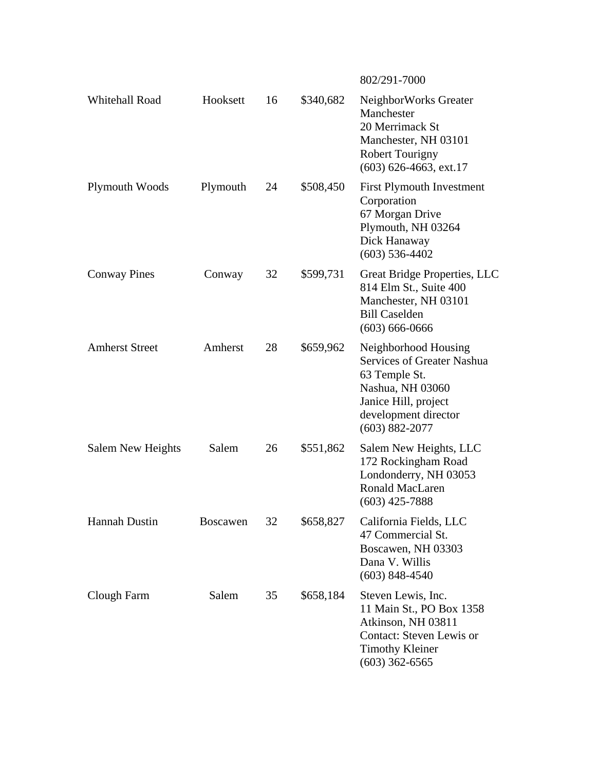| | | | | 802/291-7000 |
|---|---|---|---|---|
| Whitehall Road | Hooksett | 16 | $340,682 | NeighborWorks Greater Manchester<br>20 Merrimack St<br>Manchester, NH 03101<br>Robert Tourigny<br>(603) 626-4663, ext.17 |
| Plymouth Woods | Plymouth | 24 | $508,450 | First Plymouth Investment Corporation<br>67 Morgan Drive<br>Plymouth, NH 03264<br>Dick Hanaway<br>(603) 536-4402 |
| Conway Pines | Conway | 32 | $599,731 | Great Bridge Properties, LLC<br>814 Elm St., Suite 400<br>Manchester, NH 03101<br>Bill Caselden<br>(603) 666-0666 |
| Amherst Street | Amherst | 28 | $659,962 | Neighborhood Housing Services of Greater Nashua<br>63 Temple St.<br>Nashua, NH 03060<br>Janice Hill, project development director<br>(603) 882-2077 |
| Salem New Heights | Salem | 26 | $551,862 | Salem New Heights, LLC<br>172 Rockingham Road<br>Londonderry, NH 03053<br>Ronald MacLaren<br>(603) 425-7888 |
| Hannah Dustin | Boscawen | 32 | $658,827 | California Fields, LLC<br>47 Commercial St.<br>Boscawen, NH 03303<br>Dana V. Willis<br>(603) 848-4540 |
| Clough Farm | Salem | 35 | $658,184 | Steven Lewis, Inc.<br>11 Main St., PO Box 1358<br>Atkinson, NH 03811<br>Contact: Steven Lewis or Timothy Kleiner<br>(603) 362-6565 |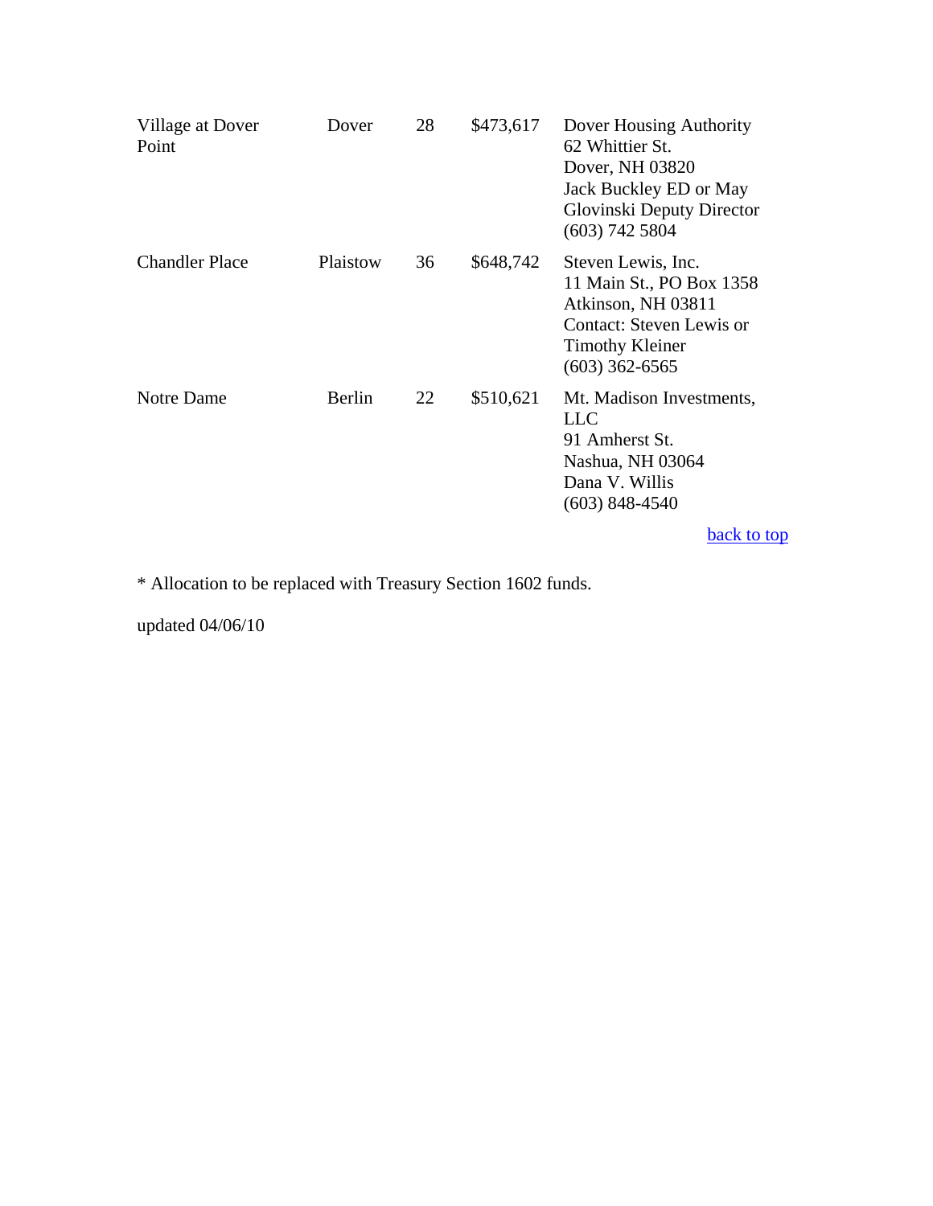| | | | | |
|---|---|---|---|---|
| Village at Dover Point | Dover | 28 | $473,617 | Dover Housing Authority<br>62 Whittier St.<br>Dover, NH 03820<br>Jack Buckley ED or May Glovinski Deputy Director<br>(603) 742 5804 |
| Chandler Place | Plaistow | 36 | $648,742 | Steven Lewis, Inc.<br>11 Main St., PO Box 1358<br>Atkinson, NH 03811<br>Contact: Steven Lewis or Timothy Kleiner<br>(603) 362-6565 |
| Notre Dame | Berlin | 22 | $510,621 | Mt. Madison Investments, LLC<br>91 Amherst St.<br>Nashua, NH 03064<br>Dana V. Willis<br>(603) 848-4540 |

back to top

* Allocation to be replaced with Treasury Section 1602 funds.

updated 04/06/10